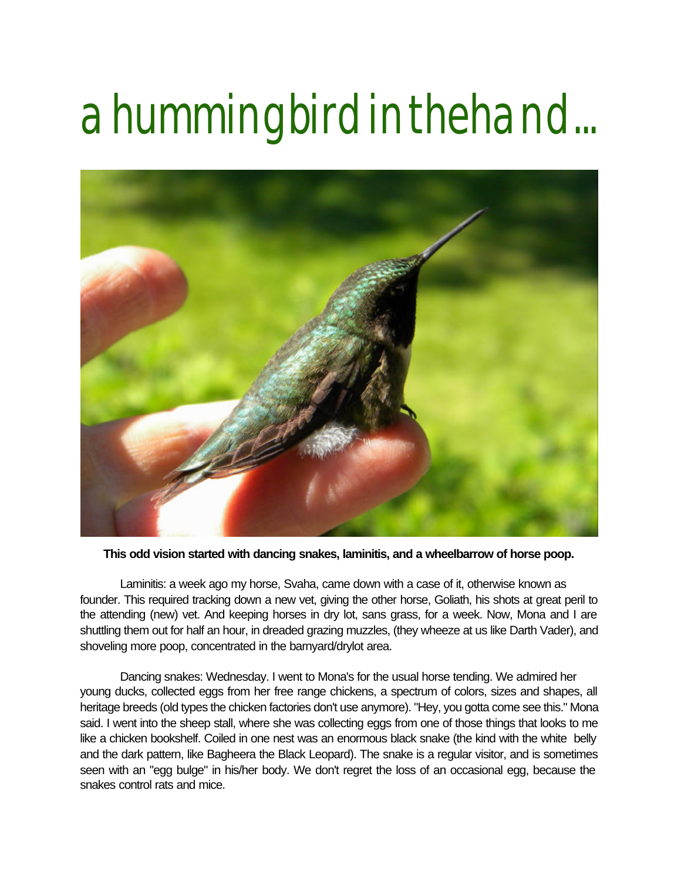# a hummingbird in the hand...

**This odd vision started with dancing snakes, laminitis, and a wheelbarrow of horse poop.**

Laminitis: a week ago my horse, Svaha, came down with a case of it, otherwise known as founder. This required tracking down a new vet, giving the other horse, Goliath, his shots at great peril to the attending (new) vet. And keeping horses in dry lot, sans grass, for a week. Now, Mona and I are shuttling them out for half an hour, in dreaded grazing muzzles, (they wheeze at us like Darth Vader), and shoveling more poop, concentrated in the barnyard/drylot area.

Dancing snakes: Wednesday. I went to Mona's for the usual horse tending. We admired her young ducks, collected eggs from her free range chickens, a spectrum of colors, sizes and shapes, all heritage breeds (old types the chicken factories don't use anymore). "Hey, you gotta come see this." Mona said. I went into the sheep stall, where she was collecting eggs from one of those things that looks to me like a chicken bookshelf. Coiled in one nest was an enormous black snake (the kind with the white belly and the dark pattern, like Bagheera the Black Leopard). The snake is a regular visitor, and is sometimes seen with an "egg bulge" in his/her body. We don't regret the loss of an occasional egg, because the snakes control rats and mice.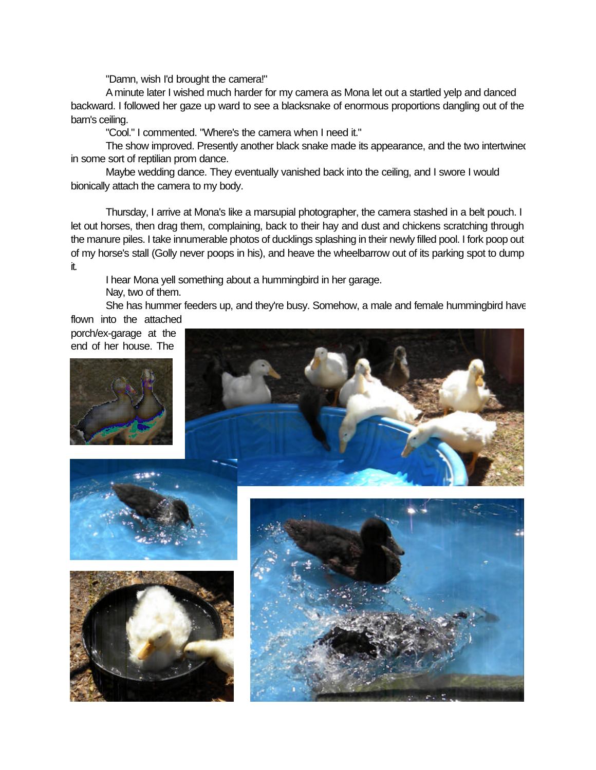"Damn, wish I'd brought the camera!"

A minute later I wished much harder for my camera as Mona let out a startled yelp and danced backward. I followed her gaze up ward to see a blacksnake of enormous proportions dangling out of the barn's ceiling.

"Cool." I commented. "Where's the camera when I need it."

The show improved. Presently another black snake made its appearance, and the two intertwined in some sort of reptilian prom dance.

Maybe wedding dance. They eventually vanished back into the ceiling, and I swore I would bionically attach the camera to my body.

Thursday, I arrive at Mona's like a marsupial photographer, the camera stashed in a belt pouch. I let out horses, then drag them, complaining, back to their hay and dust and chickens scratching through the manure piles. I take innumerable photos of ducklings splashing in their newly filled pool. I fork poop out of my horse's stall (Golly never poops in his), and heave the wheelbarrow out of its parking spot to dump it.

I hear Mona yell something about a hummingbird in her garage.

Nay, two of them.

She has hummer feeders up, and they're busy. Somehow, a male and female hummingbird have flown into the attached porch/ex-garage at the end of her house. The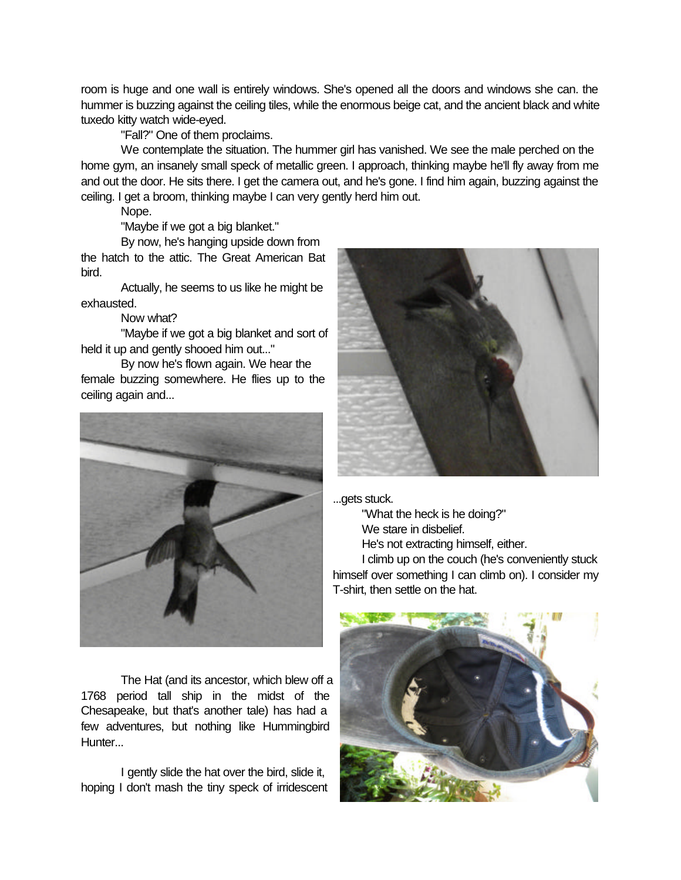room is huge and one wall is entirely windows. She's opened all the doors and windows she can. the hummer is buzzing against the ceiling tiles, while the enormous beige cat, and the ancient black and white tuxedo kitty watch wide-eyed.

"Fall?" One of them proclaims.

We contemplate the situation. The hummer girl has vanished. We see the male perched on the home gym, an insanely small speck of metallic green. I approach, thinking maybe he'll fly away from me and out the door. He sits there. I get the camera out, and he's gone. I find him again, buzzing against the ceiling. I get a broom, thinking maybe I can very gently herd him out.

Nope.

"Maybe if we got a big blanket."

By now, he's hanging upside down from the hatch to the attic. The Great American Bat bird.

Actually, he seems to us like he might be exhausted.

Now what?

"Maybe if we got a big blanket and sort of held it up and gently shooed him out..."

By now he's flown again. We hear the female buzzing somewhere. He flies up to the ceiling again and...

...gets stuck.

"What the heck is he doing?"

We stare in disbelief.

He's not extracting himself, either.

I climb up on the couch (he's conveniently stuck himself over something I can climb on). I consider my T-shirt, then settle on the hat.

The Hat (and its ancestor, which blew off a 1768 period tall ship in the midst of the Chesapeake, but that's another tale) has had a few adventures, but nothing like Hummingbird Hunter...

I gently slide the hat over the bird, slide it, hoping I don't mash the tiny speck of irridescent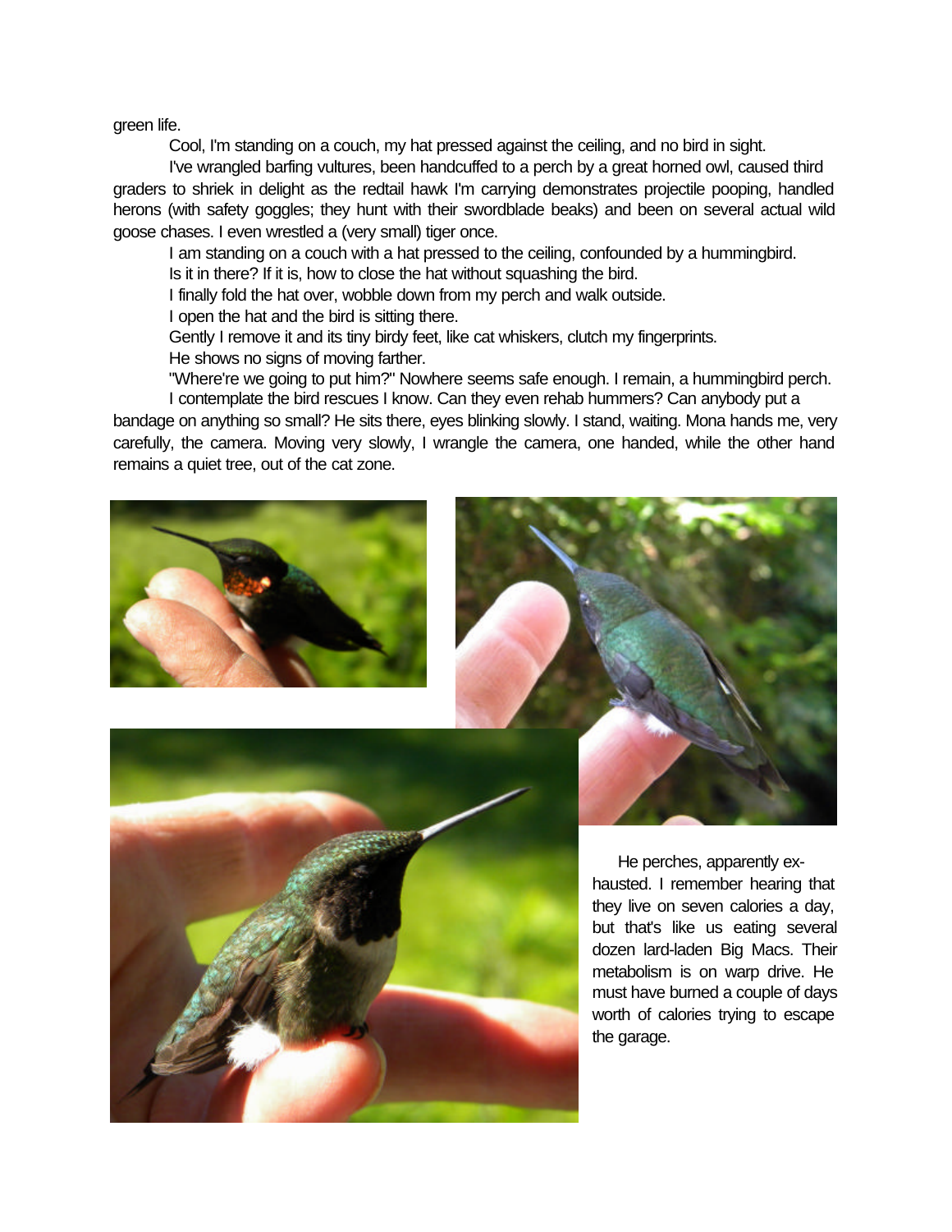green life.

Cool, I'm standing on a couch, my hat pressed against the ceiling, and no bird in sight.

I've wrangled barfing vultures, been handcuffed to a perch by a great horned owl, caused third graders to shriek in delight as the redtail hawk I'm carrying demonstrates projectile pooping, handled herons (with safety goggles; they hunt with their swordblade beaks) and been on several actual wild goose chases. I even wrestled a (very small) tiger once.

I am standing on a couch with a hat pressed to the ceiling, confounded by a hummingbird.

Is it in there? If it is, how to close the hat without squashing the bird.

I finally fold the hat over, wobble down from my perch and walk outside.

I open the hat and the bird is sitting there.

Gently I remove it and its tiny birdy feet, like cat whiskers, clutch my fingerprints.

He shows no signs of moving farther.

"Where're we going to put him?" Nowhere seems safe enough. I remain, a hummingbird perch.

I contemplate the bird rescues I know. Can they even rehab hummers? Can anybody put a bandage on anything so small? He sits there, eyes blinking slowly. I stand, waiting. Mona hands me, very carefully, the camera. Moving very slowly, I wrangle the camera, one handed, while the other hand remains a quiet tree, out of the cat zone.

He perches, apparently exhausted. I remember hearing that they live on seven calories a day, but that's like us eating several dozen lard-laden Big Macs. Their metabolism is on warp drive. He must have burned a couple of days worth of calories trying to escape the garage.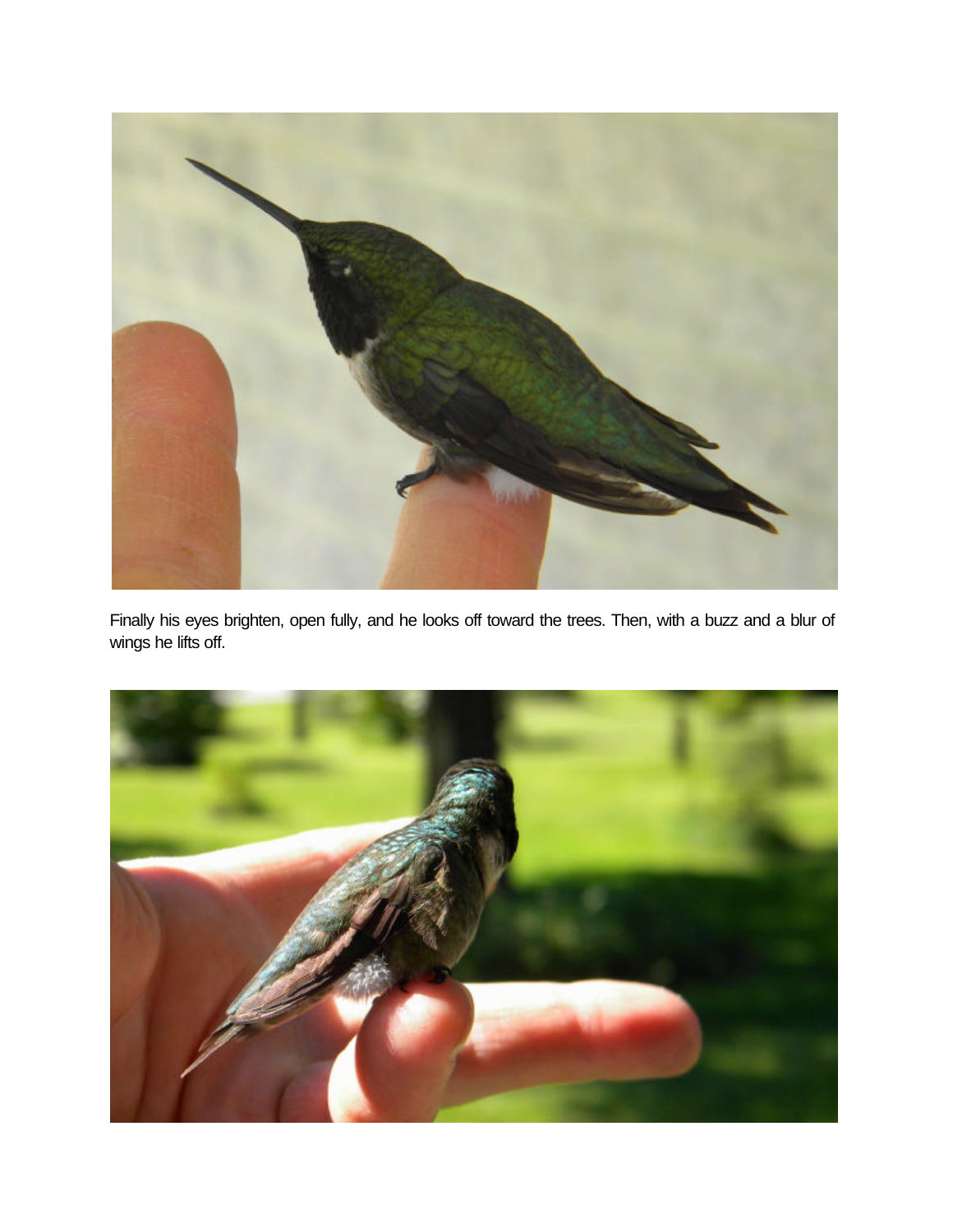Finally his eyes brighten, open fully, and he looks off toward the trees. Then, with a buzz and a blur of wings he lifts off.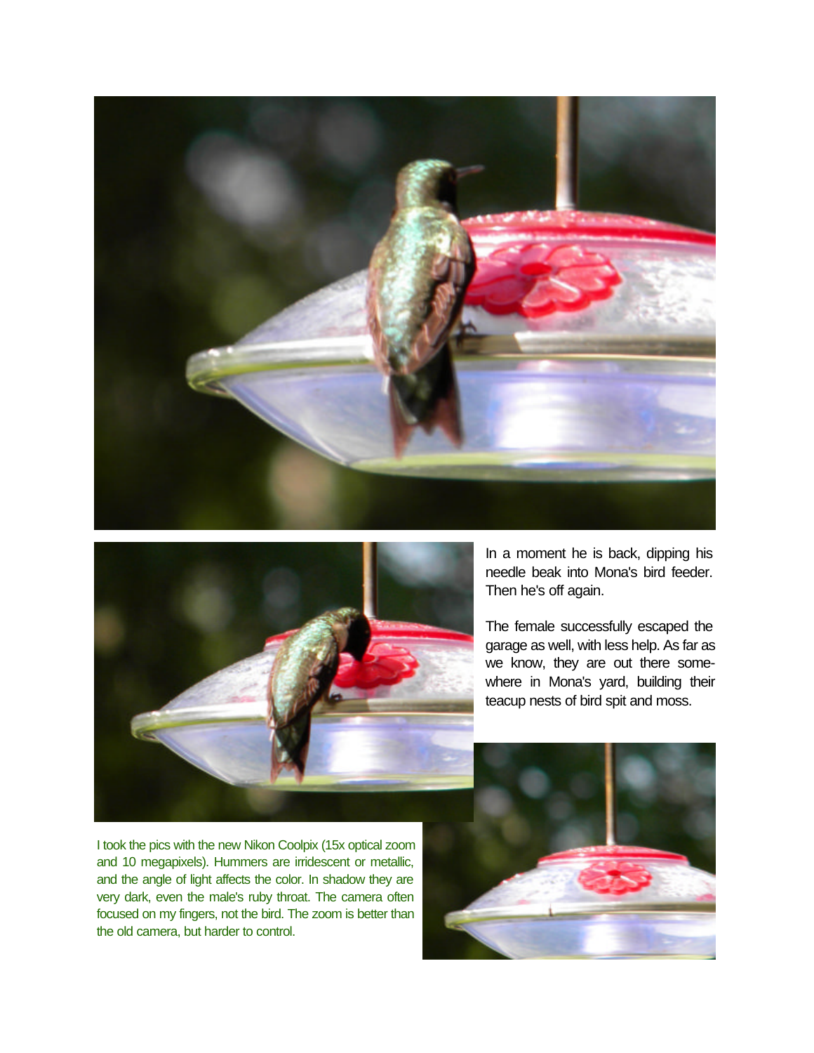In a moment he is back, dipping his needle beak into Mona's bird feeder. Then he's off again.

The female successfully escaped the garage as well, with less help. As far as we know, they are out there somewhere in Mona's yard, building their teacup nests of bird spit and moss.

I took the pics with the new Nikon Coolpix (15x optical zoom and 10 megapixels). Hummers are irridescent or metallic, and the angle of light affects the color. In shadow they are very dark, even the male's ruby throat. The camera often focused on my fingers, not the bird. The zoom is better than the old camera, but harder to control.